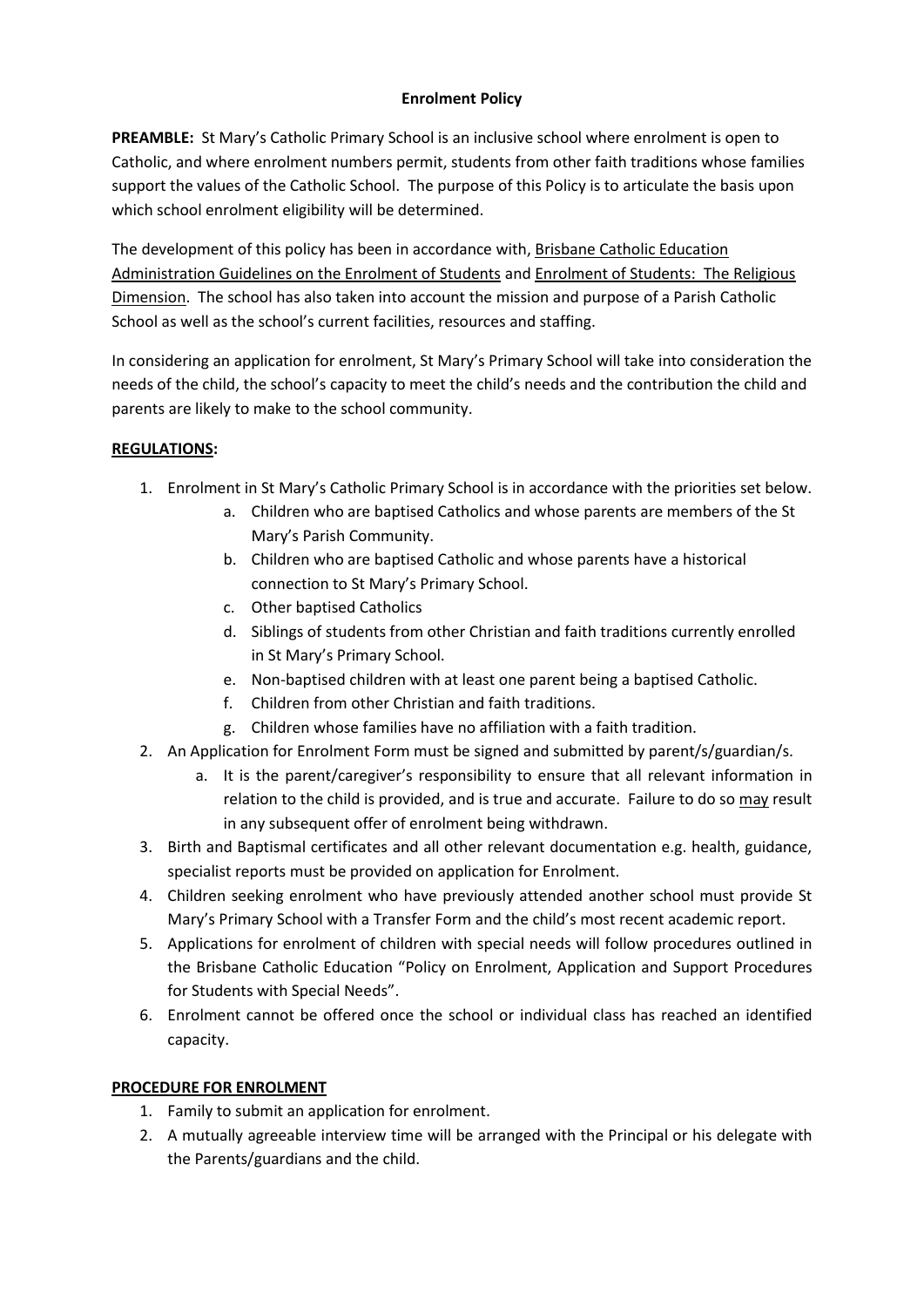# Enrolment Policy

**PREAMBLE:** St Mary's Catholic Primary School is an inclusive school where enrolment is open to Catholic, and where enrolment numbers permit, students from other faith traditions whose families support the values of the Catholic School. The purpose of this Policy is to articulate the basis upon which school enrolment eligibility will be determined.

The development of this policy has been in accordance with, Brisbane Catholic Education Administration Guidelines on the Enrolment of Students and Enrolment of Students: The Religious Dimension. The school has also taken into account the mission and purpose of a Parish Catholic School as well as the school's current facilities, resources and staffing.

In considering an application for enrolment, St Mary's Primary School will take into consideration the needs of the child, the school's capacity to meet the child's needs and the contribution the child and parents are likely to make to the school community.

## REGULATIONS:

1. Enrolment in St Mary's Catholic Primary School is in accordance with the priorities set below.
    a. Children who are baptised Catholics and whose parents are members of the St Mary's Parish Community.
    b. Children who are baptised Catholic and whose parents have a historical connection to St Mary's Primary School.
    c. Other baptised Catholics
    d. Siblings of students from other Christian and faith traditions currently enrolled in St Mary's Primary School.
    e. Non-baptised children with at least one parent being a baptised Catholic.
    f. Children from other Christian and faith traditions.
    g. Children whose families have no affiliation with a faith tradition.
2. An Application for Enrolment Form must be signed and submitted by parent/s/guardian/s.
    a. It is the parent/caregiver's responsibility to ensure that all relevant information in relation to the child is provided, and is true and accurate. Failure to do so may result in any subsequent offer of enrolment being withdrawn.
3. Birth and Baptismal certificates and all other relevant documentation e.g. health, guidance, specialist reports must be provided on application for Enrolment.
4. Children seeking enrolment who have previously attended another school must provide St Mary's Primary School with a Transfer Form and the child's most recent academic report.
5. Applications for enrolment of children with special needs will follow procedures outlined in the Brisbane Catholic Education "Policy on Enrolment, Application and Support Procedures for Students with Special Needs".
6. Enrolment cannot be offered once the school or individual class has reached an identified capacity.

## PROCEDURE FOR ENROLMENT

1. Family to submit an application for enrolment.
2. A mutually agreeable interview time will be arranged with the Principal or his delegate with the Parents/guardians and the child.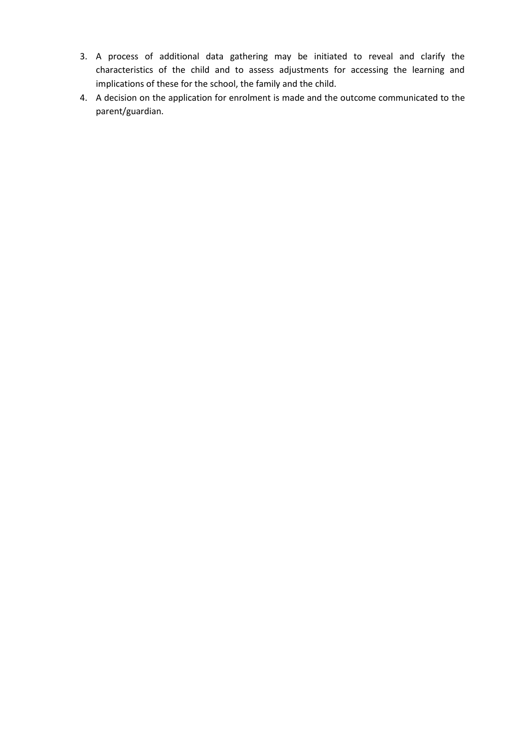3. A process of additional data gathering may be initiated to reveal and clarify the characteristics of the child and to assess adjustments for accessing the learning and implications of these for the school, the family and the child.
4. A decision on the application for enrolment is made and the outcome communicated to the parent/guardian.